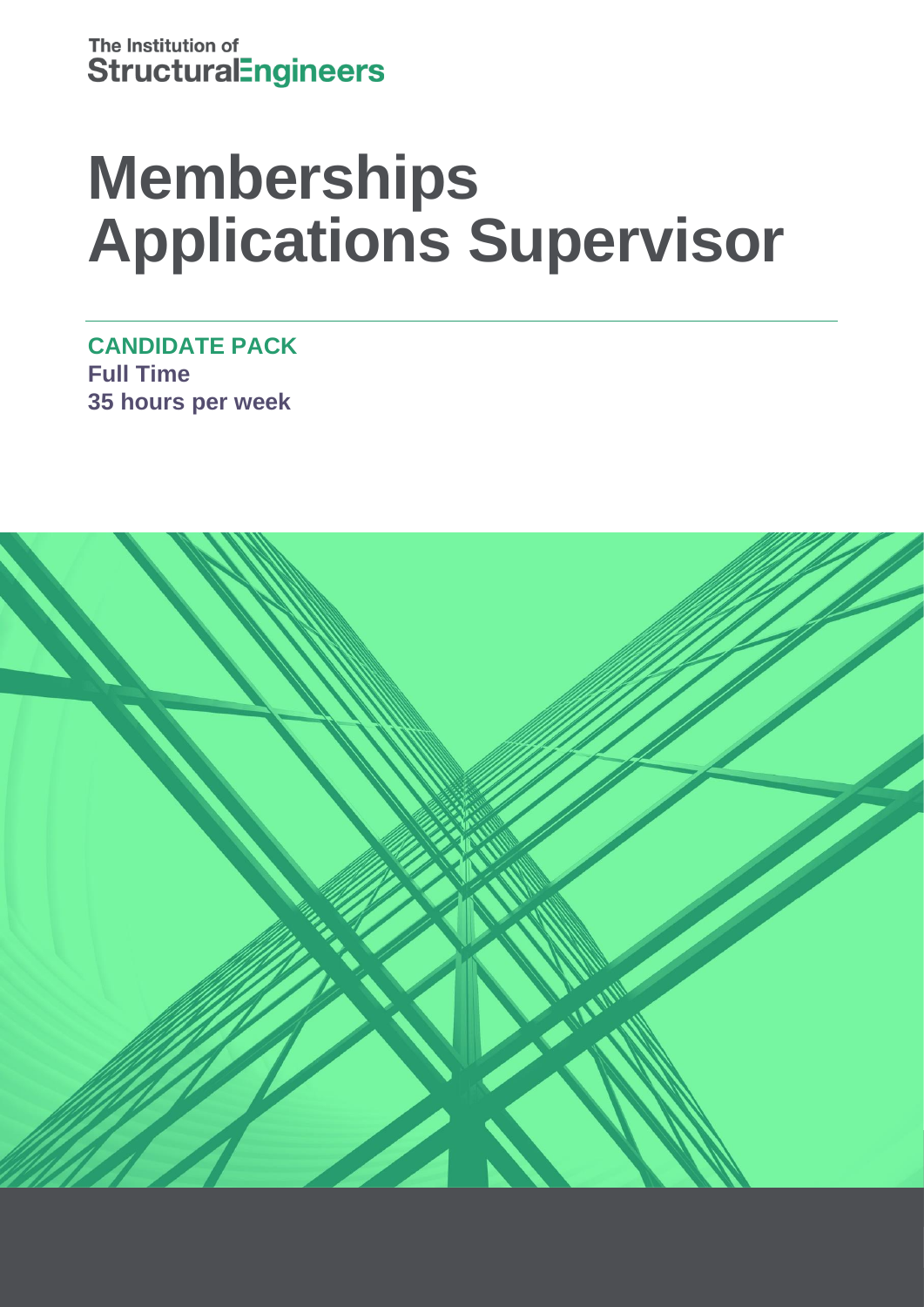The Institution of
StructuralEngineers

# Memberships Applications Supervisor

**CANDIDATE PACK**
**Full Time**
**35 hours per week**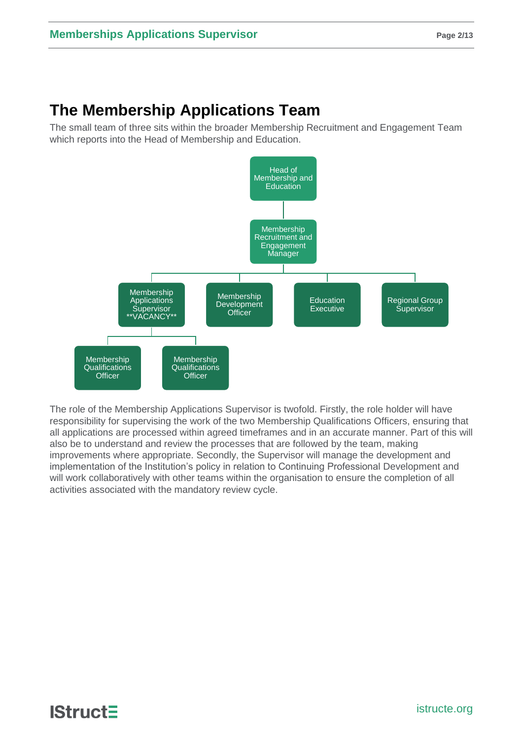# The Membership Applications Team

The small team of three sits within the broader Membership Recruitment and Engagement Team which reports into the Head of Membership and Education.

- Head of Membership and Education
  - Membership Recruitment and Engagement Manager
    - Membership Applications Supervisor **VACANCY**
      - Membership Qualifications Officer
      - Membership Qualifications Officer
    - Membership Development Officer
    - Education Executive
    - Regional Group Supervisor

The role of the Membership Applications Supervisor is twofold. Firstly, the role holder will have responsibility for supervising the work of the two Membership Qualifications Officers, ensuring that all applications are processed within agreed timeframes and in an accurate manner. Part of this will also be to understand and review the processes that are followed by the team, making improvements where appropriate. Secondly, the Supervisor will manage the development and implementation of the Institution's policy in relation to Continuing Professional Development and will work collaboratively with other teams within the organisation to ensure the completion of all activities associated with the mandatory review cycle.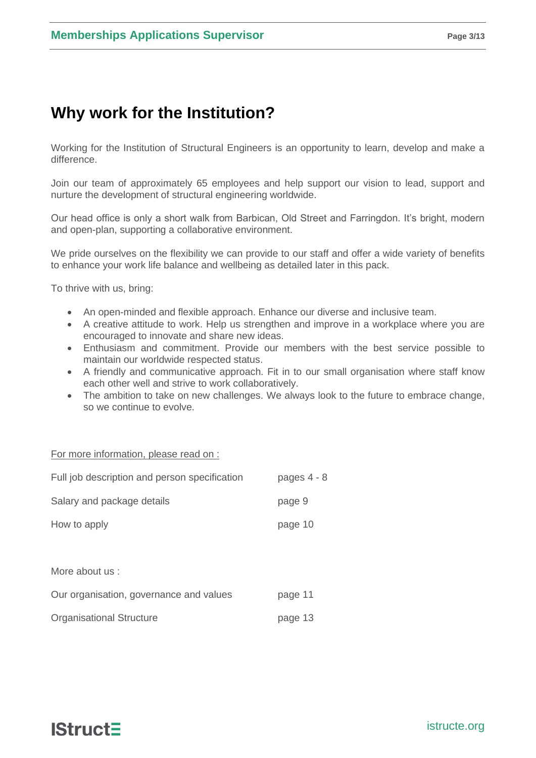# Why work for the Institution?

Working for the Institution of Structural Engineers is an opportunity to learn, develop and make a difference.

Join our team of approximately 65 employees and help support our vision to lead, support and nurture the development of structural engineering worldwide.

Our head office is only a short walk from Barbican, Old Street and Farringdon. It's bright, modern and open-plan, supporting a collaborative environment.

We pride ourselves on the flexibility we can provide to our staff and offer a wide variety of benefits to enhance your work life balance and wellbeing as detailed later in this pack.

To thrive with us, bring:

- An open-minded and flexible approach. Enhance our diverse and inclusive team.
- A creative attitude to work. Help us strengthen and improve in a workplace where you are encouraged to innovate and share new ideas.
- Enthusiasm and commitment. Provide our members with the best service possible to maintain our worldwide respected status.
- A friendly and communicative approach. Fit in to our small organisation where staff know each other well and strive to work collaboratively.
- The ambition to take on new challenges. We always look to the future to embrace change, so we continue to evolve.

<u>For more information, please read on :</u>

| | |
|---|---|
| Full job description and person specification | pages 4 - 8 |
| Salary and package details | page 9 |
| How to apply | page 10 |

More about us :

| | |
|---|---|
| Our organisation, governance and values | page 11 |
| Organisational Structure | page 13 |

IStructE

istructe.org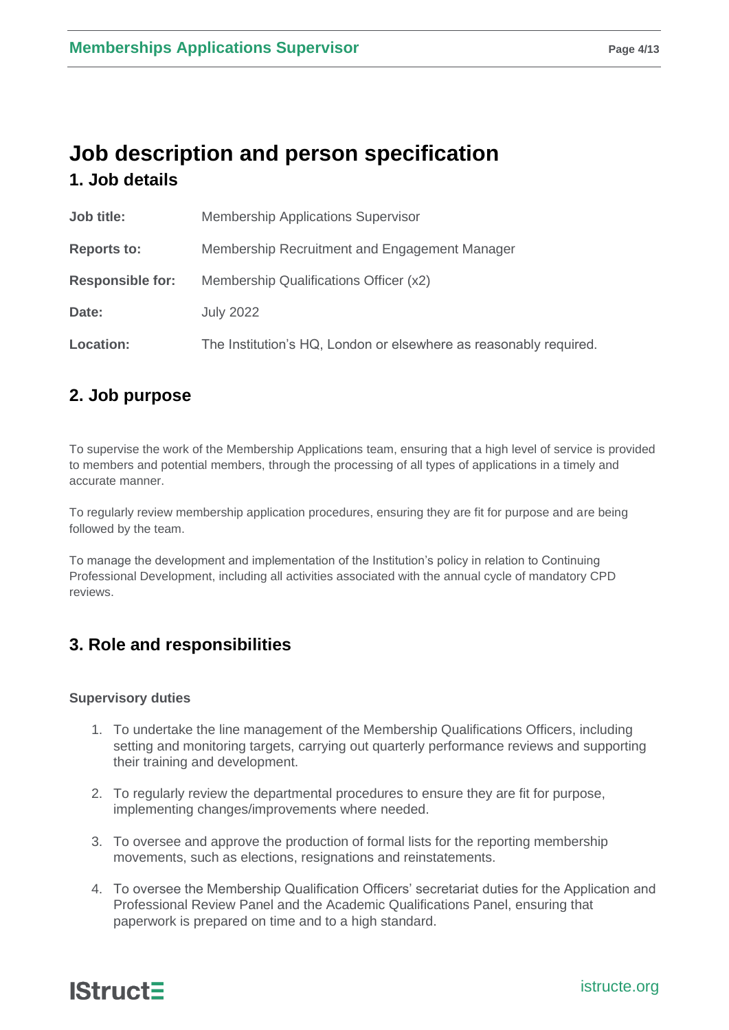# Job description and person specification

## 1. Job details

| | |
|---|---|
| **Job title:** | Membership Applications Supervisor |
| **Reports to:** | Membership Recruitment and Engagement Manager |
| **Responsible for:** | Membership Qualifications Officer (x2) |
| **Date:** | July 2022 |
| **Location:** | The Institution's HQ, London or elsewhere as reasonably required. |

## 2. Job purpose

To supervise the work of the Membership Applications team, ensuring that a high level of service is provided to members and potential members, through the processing of all types of applications in a timely and accurate manner.

To regularly review membership application procedures, ensuring they are fit for purpose and are being followed by the team.

To manage the development and implementation of the Institution's policy in relation to Continuing Professional Development, including all activities associated with the annual cycle of mandatory CPD reviews.

## 3. Role and responsibilities

### Supervisory duties

1. To undertake the line management of the Membership Qualifications Officers, including setting and monitoring targets, carrying out quarterly performance reviews and supporting their training and development.
2. To regularly review the departmental procedures to ensure they are fit for purpose, implementing changes/improvements where needed.
3. To oversee and approve the production of formal lists for the reporting membership movements, such as elections, resignations and reinstatements.
4. To oversee the Membership Qualification Officers' secretariat duties for the Application and Professional Review Panel and the Academic Qualifications Panel, ensuring that paperwork is prepared on time and to a high standard.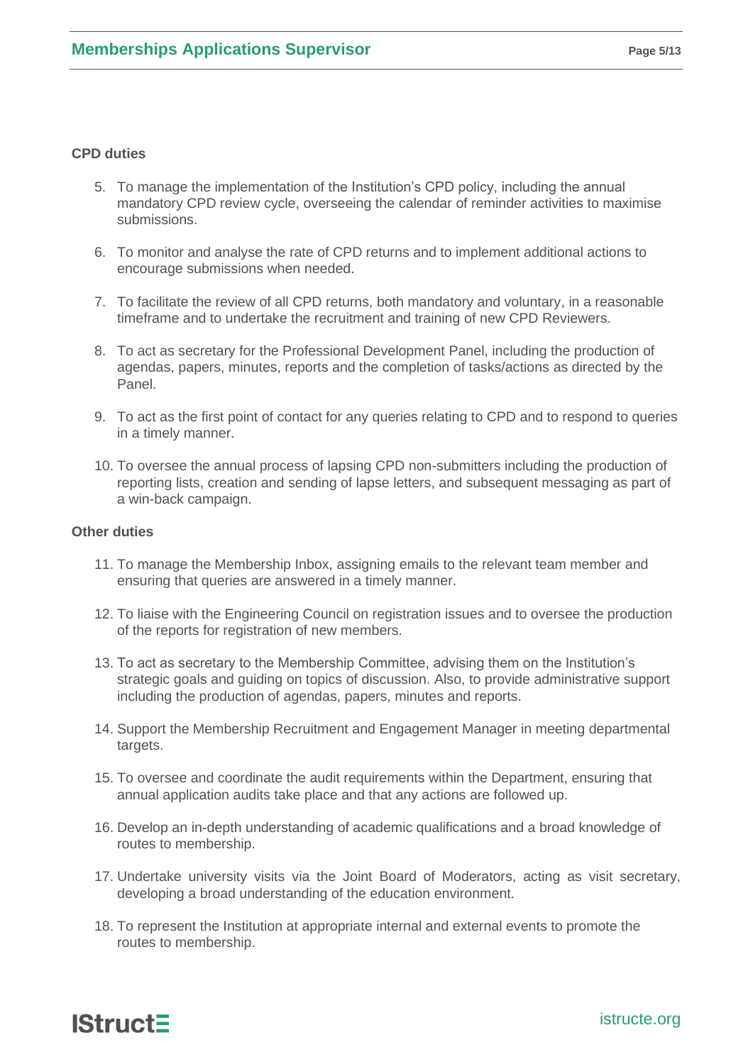**CPD duties**

5. To manage the implementation of the Institution's CPD policy, including the annual mandatory CPD review cycle, overseeing the calendar of reminder activities to maximise submissions.

6. To monitor and analyse the rate of CPD returns and to implement additional actions to encourage submissions when needed.

7. To facilitate the review of all CPD returns, both mandatory and voluntary, in a reasonable timeframe and to undertake the recruitment and training of new CPD Reviewers.

8. To act as secretary for the Professional Development Panel, including the production of agendas, papers, minutes, reports and the completion of tasks/actions as directed by the Panel.

9. To act as the first point of contact for any queries relating to CPD and to respond to queries in a timely manner.

10. To oversee the annual process of lapsing CPD non-submitters including the production of reporting lists, creation and sending of lapse letters, and subsequent messaging as part of a win-back campaign.

**Other duties**

11. To manage the Membership Inbox, assigning emails to the relevant team member and ensuring that queries are answered in a timely manner.

12. To liaise with the Engineering Council on registration issues and to oversee the production of the reports for registration of new members.

13. To act as secretary to the Membership Committee, advising them on the Institution's strategic goals and guiding on topics of discussion. Also, to provide administrative support including the production of agendas, papers, minutes and reports.

14. Support the Membership Recruitment and Engagement Manager in meeting departmental targets.

15. To oversee and coordinate the audit requirements within the Department, ensuring that annual application audits take place and that any actions are followed up.

16. Develop an in-depth understanding of academic qualifications and a broad knowledge of routes to membership.

17. Undertake university visits via the Joint Board of Moderators, acting as visit secretary, developing a broad understanding of the education environment.

18. To represent the Institution at appropriate internal and external events to promote the routes to membership.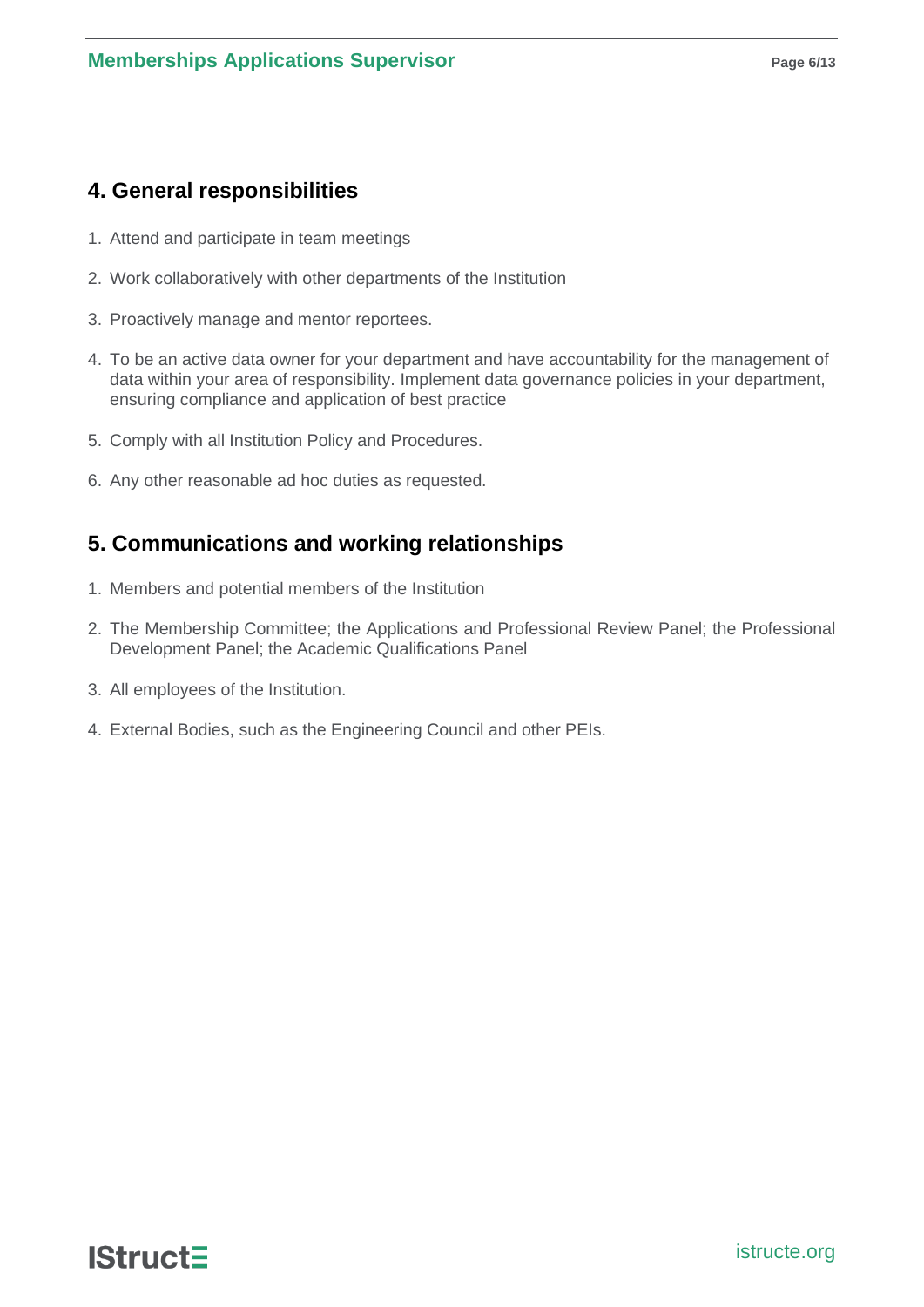## 4. General responsibilities

1. Attend and participate in team meetings
2. Work collaboratively with other departments of the Institution
3. Proactively manage and mentor reportees.
4. To be an active data owner for your department and have accountability for the management of data within your area of responsibility. Implement data governance policies in your department, ensuring compliance and application of best practice
5. Comply with all Institution Policy and Procedures.
6. Any other reasonable ad hoc duties as requested.

## 5. Communications and working relationships

1. Members and potential members of the Institution
2. The Membership Committee; the Applications and Professional Review Panel; the Professional Development Panel; the Academic Qualifications Panel
3. All employees of the Institution.
4. External Bodies, such as the Engineering Council and other PEIs.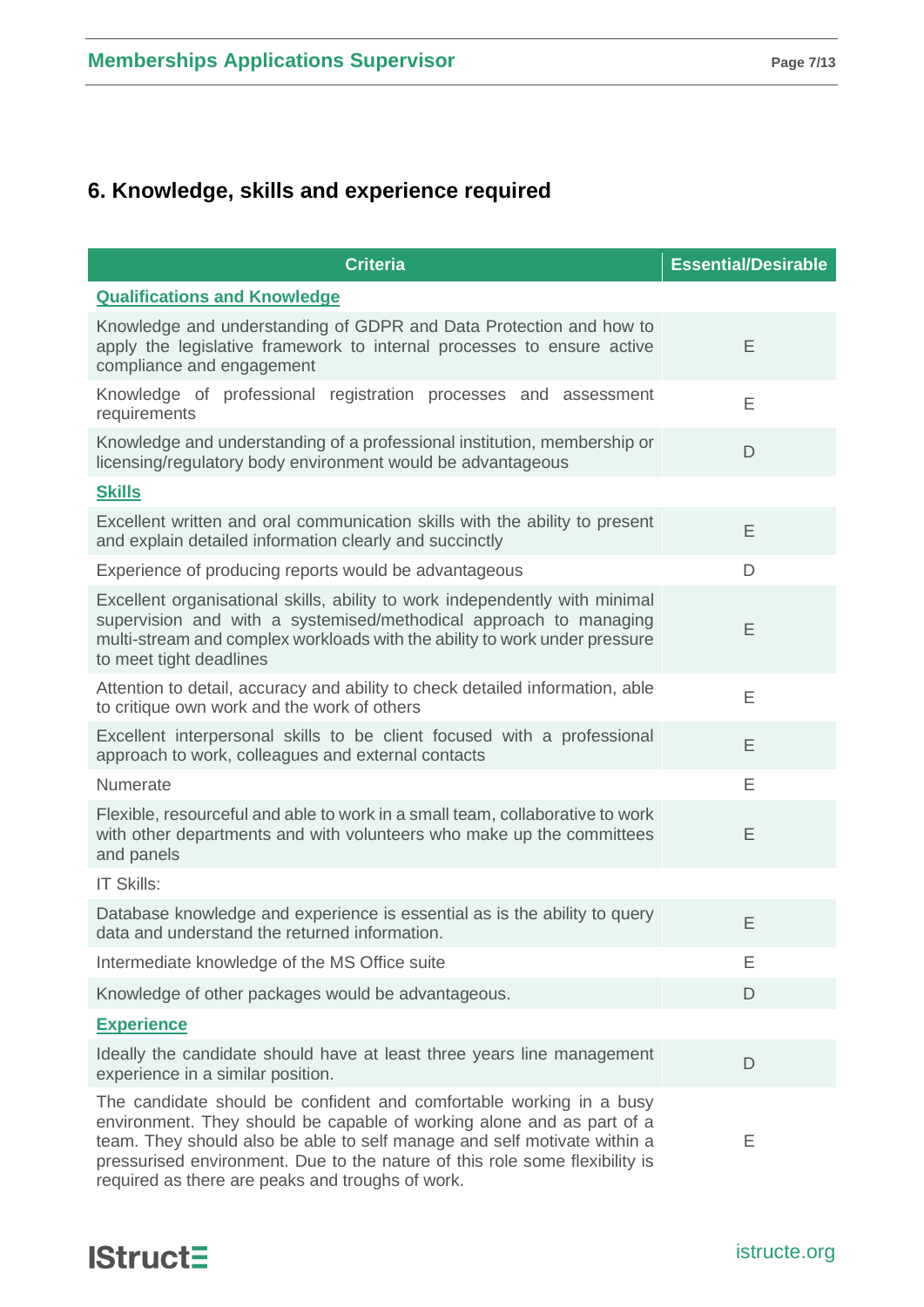## 6. Knowledge, skills and experience required

| Criteria | Essential/Desirable |
|---|---|
| **Qualifications and Knowledge** | |
| Knowledge and understanding of GDPR and Data Protection and how to apply the legislative framework to internal processes to ensure active compliance and engagement | E |
| Knowledge of professional registration processes and assessment requirements | E |
| Knowledge and understanding of a professional institution, membership or licensing/regulatory body environment would be advantageous | D |
| **Skills** | |
| Excellent written and oral communication skills with the ability to present and explain detailed information clearly and succinctly | E |
| Experience of producing reports would be advantageous | D |
| Excellent organisational skills, ability to work independently with minimal supervision and with a systemised/methodical approach to managing multi-stream and complex workloads with the ability to work under pressure to meet tight deadlines | E |
| Attention to detail, accuracy and ability to check detailed information, able to critique own work and the work of others | E |
| Excellent interpersonal skills to be client focused with a professional approach to work, colleagues and external contacts | E |
| Numerate | E |
| Flexible, resourceful and able to work in a small team, collaborative to work with other departments and with volunteers who make up the committees and panels | E |
| IT Skills: | |
| Database knowledge and experience is essential as is the ability to query data and understand the returned information. | E |
| Intermediate knowledge of the MS Office suite | E |
| Knowledge of other packages would be advantageous. | D |
| **Experience** | |
| Ideally the candidate should have at least three years line management experience in a similar position. | D |
| The candidate should be confident and comfortable working in a busy environment. They should be capable of working alone and as part of a team. They should also be able to self manage and self motivate within a pressurised environment. Due to the nature of this role some flexibility is required as there are peaks and troughs of work. | E |

IStructE

istructe.org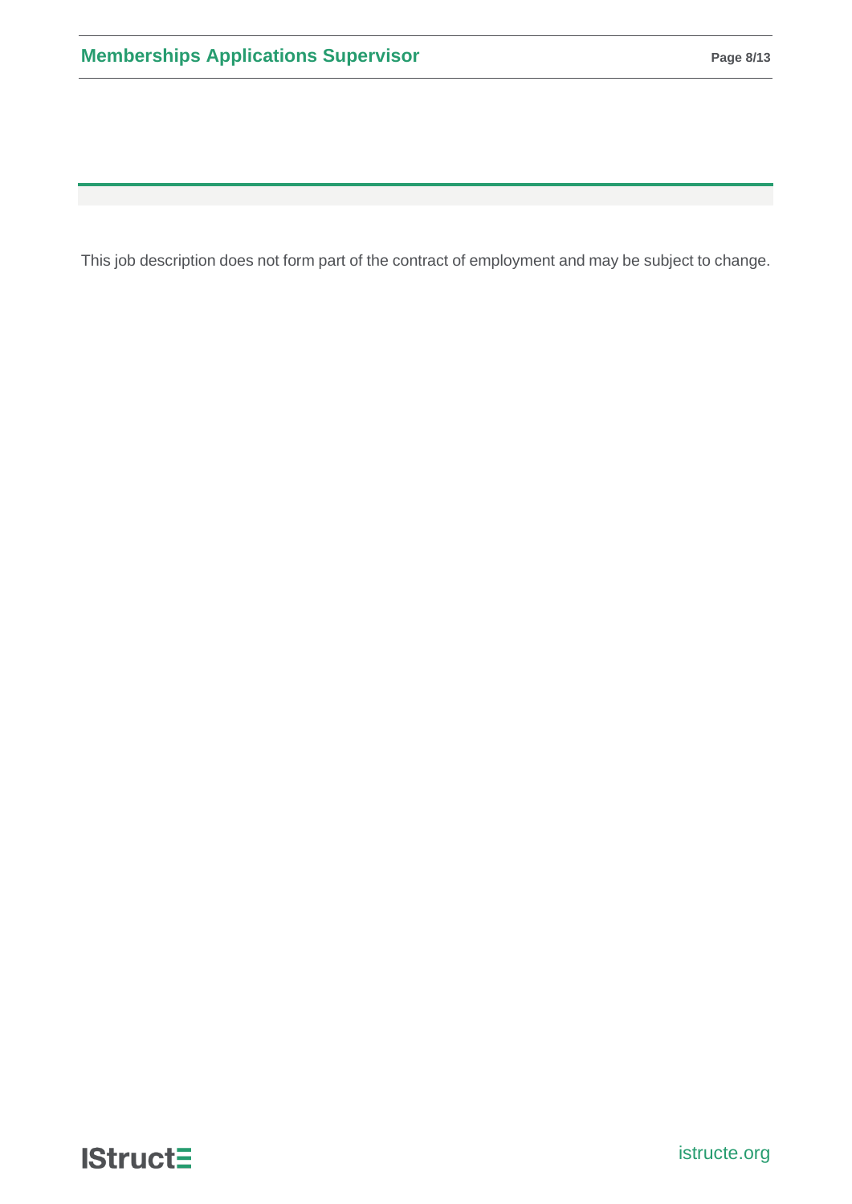This job description does not form part of the contract of employment and may be subject to change.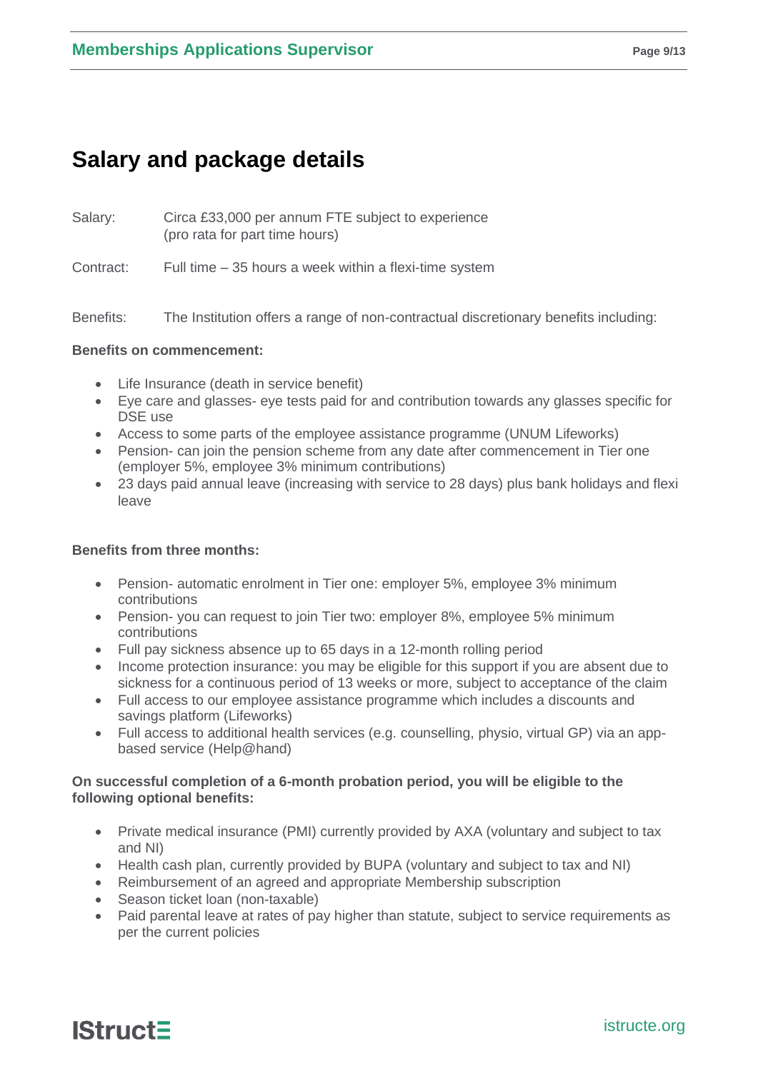## Salary and package details

Salary: Circa £33,000 per annum FTE subject to experience (pro rata for part time hours)

Contract: Full time – 35 hours a week within a flexi-time system

Benefits: The Institution offers a range of non-contractual discretionary benefits including:

**Benefits on commencement:**

- Life Insurance (death in service benefit)
- Eye care and glasses- eye tests paid for and contribution towards any glasses specific for DSE use
- Access to some parts of the employee assistance programme (UNUM Lifeworks)
- Pension- can join the pension scheme from any date after commencement in Tier one (employer 5%, employee 3% minimum contributions)
- 23 days paid annual leave (increasing with service to 28 days) plus bank holidays and flexi leave

**Benefits from three months:**

- Pension- automatic enrolment in Tier one: employer 5%, employee 3% minimum contributions
- Pension- you can request to join Tier two: employer 8%, employee 5% minimum contributions
- Full pay sickness absence up to 65 days in a 12-month rolling period
- Income protection insurance: you may be eligible for this support if you are absent due to sickness for a continuous period of 13 weeks or more, subject to acceptance of the claim
- Full access to our employee assistance programme which includes a discounts and savings platform (Lifeworks)
- Full access to additional health services (e.g. counselling, physio, virtual GP) via an app-based service (Help@hand)

**On successful completion of a 6-month probation period, you will be eligible to the following optional benefits:**

- Private medical insurance (PMI) currently provided by AXA (voluntary and subject to tax and NI)
- Health cash plan, currently provided by BUPA (voluntary and subject to tax and NI)
- Reimbursement of an agreed and appropriate Membership subscription
- Season ticket loan (non-taxable)
- Paid parental leave at rates of pay higher than statute, subject to service requirements as per the current policies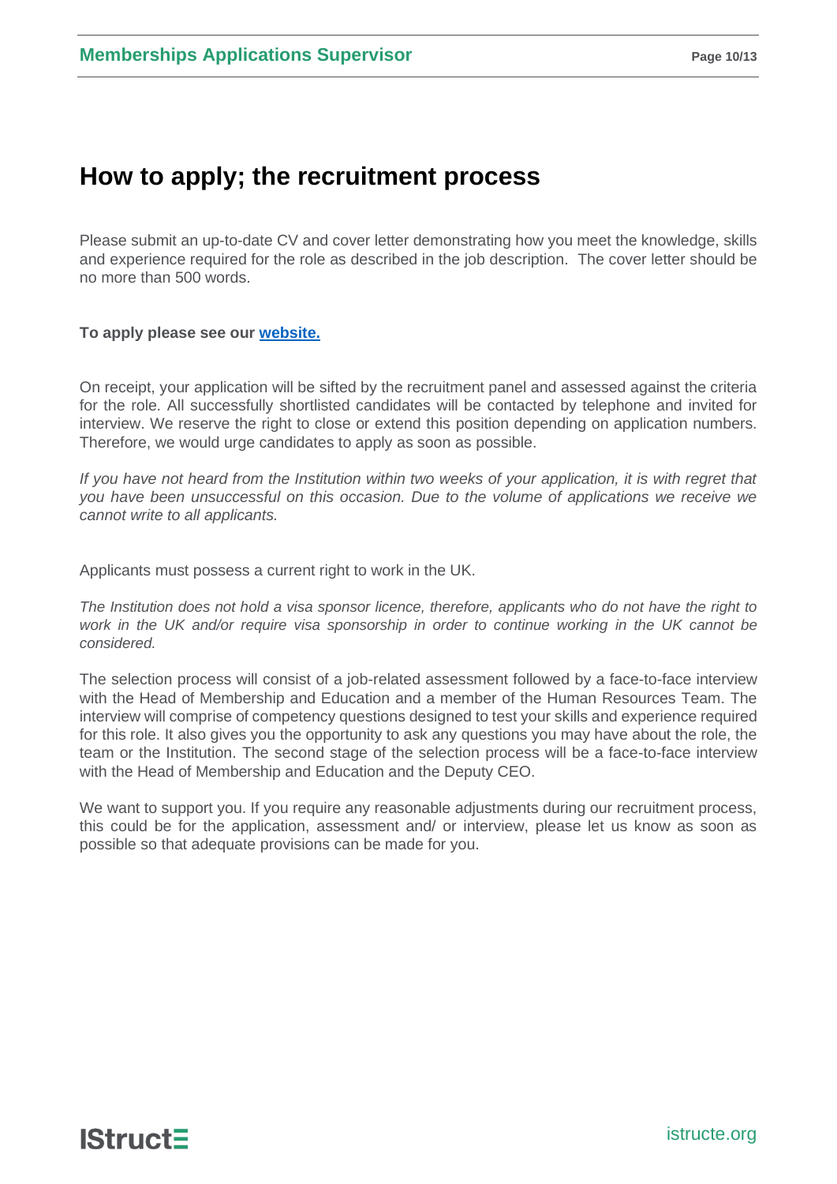# How to apply; the recruitment process

Please submit an up-to-date CV and cover letter demonstrating how you meet the knowledge, skills and experience required for the role as described in the job description. The cover letter should be no more than 500 words.

**To apply please see our [website.](#)**

On receipt, your application will be sifted by the recruitment panel and assessed against the criteria for the role. All successfully shortlisted candidates will be contacted by telephone and invited for interview. We reserve the right to close or extend this position depending on application numbers. Therefore, we would urge candidates to apply as soon as possible.

*If you have not heard from the Institution within two weeks of your application, it is with regret that you have been unsuccessful on this occasion. Due to the volume of applications we receive we cannot write to all applicants.*

Applicants must possess a current right to work in the UK.

*The Institution does not hold a visa sponsor licence, therefore, applicants who do not have the right to work in the UK and/or require visa sponsorship in order to continue working in the UK cannot be considered.*

The selection process will consist of a job-related assessment followed by a face-to-face interview with the Head of Membership and Education and a member of the Human Resources Team. The interview will comprise of competency questions designed to test your skills and experience required for this role. It also gives you the opportunity to ask any questions you may have about the role, the team or the Institution. The second stage of the selection process will be a face-to-face interview with the Head of Membership and Education and the Deputy CEO.

We want to support you. If you require any reasonable adjustments during our recruitment process, this could be for the application, assessment and/ or interview, please let us know as soon as possible so that adequate provisions can be made for you.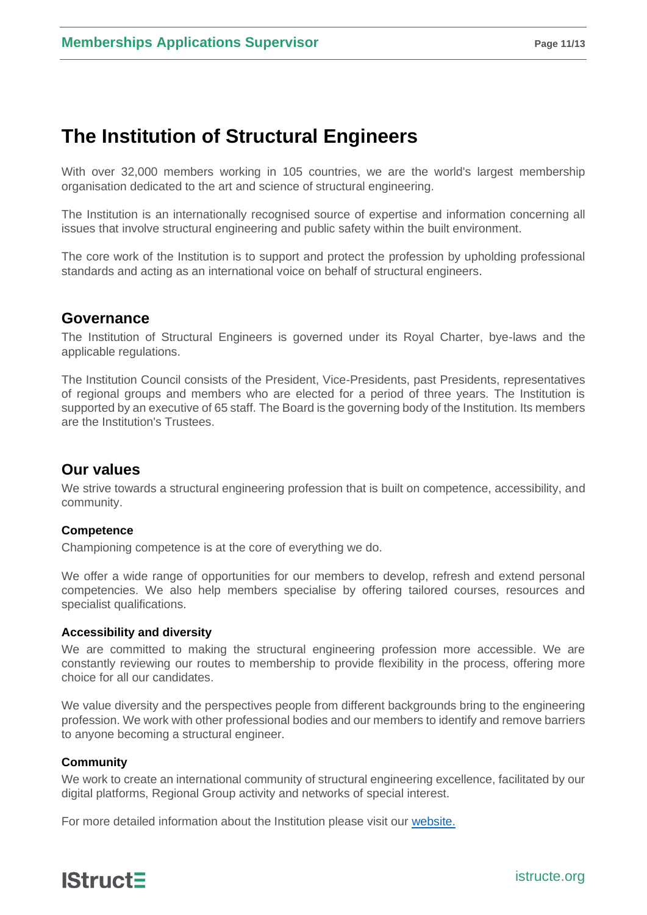# The Institution of Structural Engineers

With over 32,000 members working in 105 countries, we are the world's largest membership organisation dedicated to the art and science of structural engineering.

The Institution is an internationally recognised source of expertise and information concerning all issues that involve structural engineering and public safety within the built environment.

The core work of the Institution is to support and protect the profession by upholding professional standards and acting as an international voice on behalf of structural engineers.

## Governance

The Institution of Structural Engineers is governed under its Royal Charter, bye-laws and the applicable regulations.

The Institution Council consists of the President, Vice-Presidents, past Presidents, representatives of regional groups and members who are elected for a period of three years. The Institution is supported by an executive of 65 staff. The Board is the governing body of the Institution. Its members are the Institution's Trustees.

## Our values

We strive towards a structural engineering profession that is built on competence, accessibility, and community.

### Competence

Championing competence is at the core of everything we do.

We offer a wide range of opportunities for our members to develop, refresh and extend personal competencies. We also help members specialise by offering tailored courses, resources and specialist qualifications.

### Accessibility and diversity

We are committed to making the structural engineering profession more accessible. We are constantly reviewing our routes to membership to provide flexibility in the process, offering more choice for all our candidates.

We value diversity and the perspectives people from different backgrounds bring to the engineering profession. We work with other professional bodies and our members to identify and remove barriers to anyone becoming a structural engineer.

### Community

We work to create an international community of structural engineering excellence, facilitated by our digital platforms, Regional Group activity and networks of special interest.

For more detailed information about the Institution please visit our website.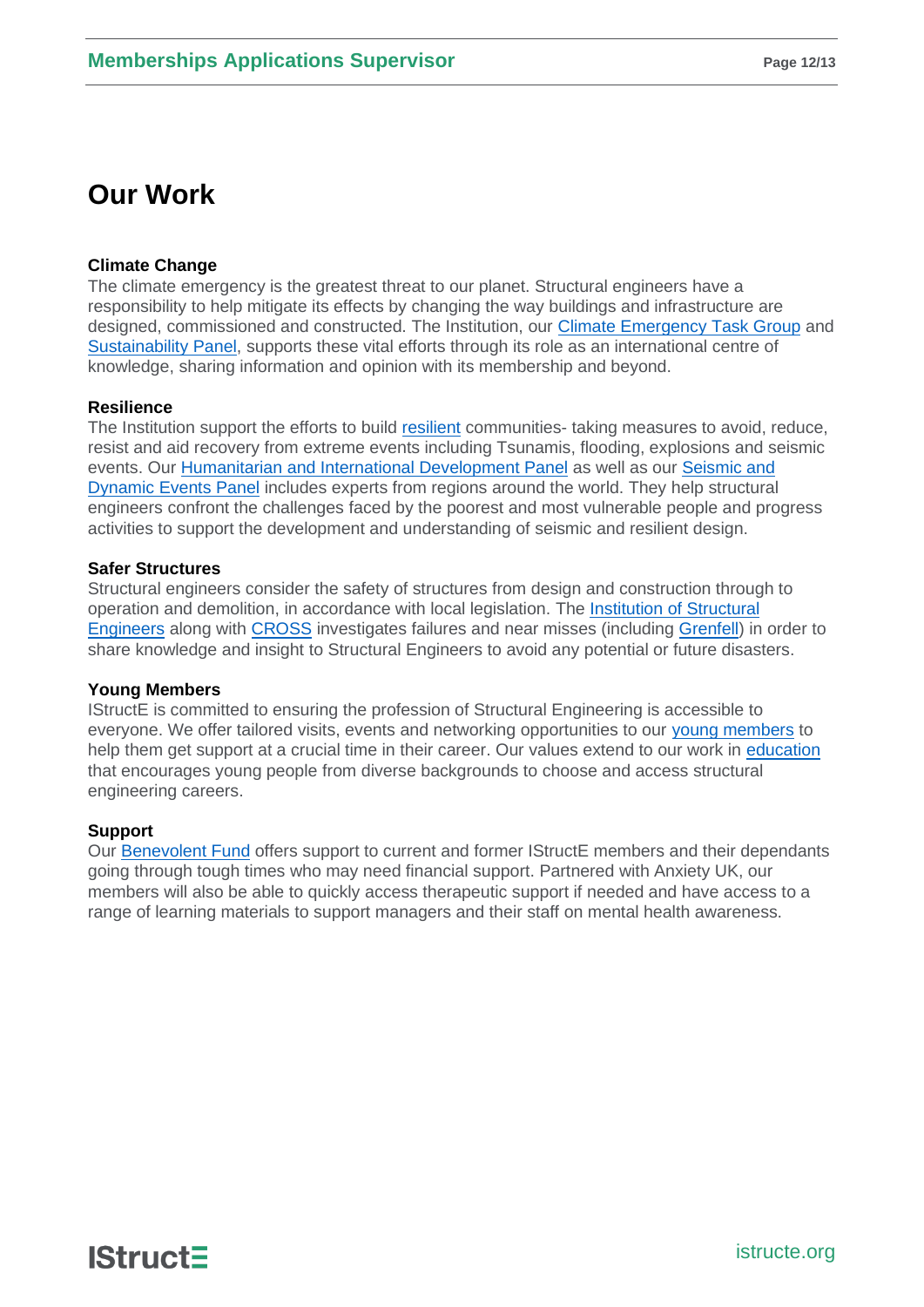# Our Work

**Climate Change**

The climate emergency is the greatest threat to our planet. Structural engineers have a responsibility to help mitigate its effects by changing the way buildings and infrastructure are designed, commissioned and constructed. The Institution, our Climate Emergency Task Group and Sustainability Panel, supports these vital efforts through its role as an international centre of knowledge, sharing information and opinion with its membership and beyond.

**Resilience**

The Institution support the efforts to build resilient communities- taking measures to avoid, reduce, resist and aid recovery from extreme events including Tsunamis, flooding, explosions and seismic events. Our Humanitarian and International Development Panel as well as our Seismic and Dynamic Events Panel includes experts from regions around the world. They help structural engineers confront the challenges faced by the poorest and most vulnerable people and progress activities to support the development and understanding of seismic and resilient design.

**Safer Structures**

Structural engineers consider the safety of structures from design and construction through to operation and demolition, in accordance with local legislation. The Institution of Structural Engineers along with CROSS investigates failures and near misses (including Grenfell) in order to share knowledge and insight to Structural Engineers to avoid any potential or future disasters.

**Young Members**

IStructE is committed to ensuring the profession of Structural Engineering is accessible to everyone. We offer tailored visits, events and networking opportunities to our young members to help them get support at a crucial time in their career. Our values extend to our work in education that encourages young people from diverse backgrounds to choose and access structural engineering careers.

**Support**

Our Benevolent Fund offers support to current and former IStructE members and their dependants going through tough times who may need financial support. Partnered with Anxiety UK, our members will also be able to quickly access therapeutic support if needed and have access to a range of learning materials to support managers and their staff on mental health awareness.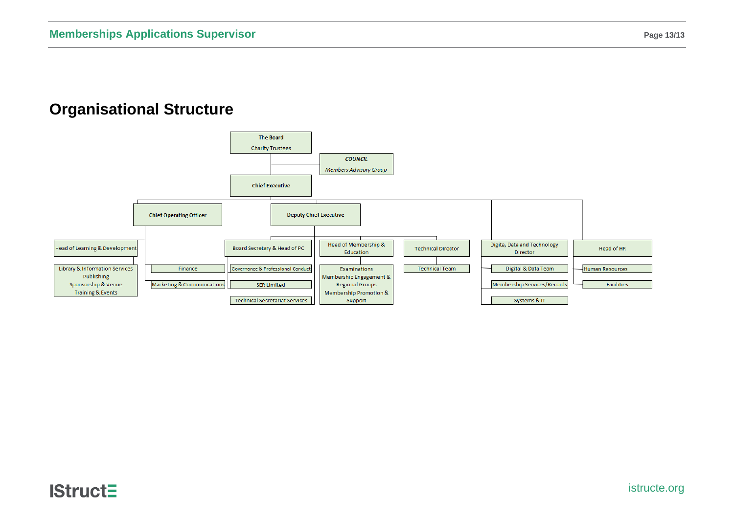## Organisational Structure

The Board
Charity Trustees

*COUNCIL*
*Members Advisory Group*

Chief Executive

Chief Operating Officer

Deputy Chief Executive

Head of Learning & Development

Library & Information Services
Publishing
Sponsorship & Venue
Training & Events

Finance

Marketing & Communications

Board Secretary & Head of PC

Governance & Professional Conduct

SER Limited

Technical Secretariat Services

Head of Membership & Education

Examinations
Membership Engagement & Regional Groups
Membership Promotion & Support

Technical Director

Technical Team

Digita, Data and Technology Director

Digital & Data Team

Membership Services/Records

Systems & IT

Head of HR

Human Resources

Facilities